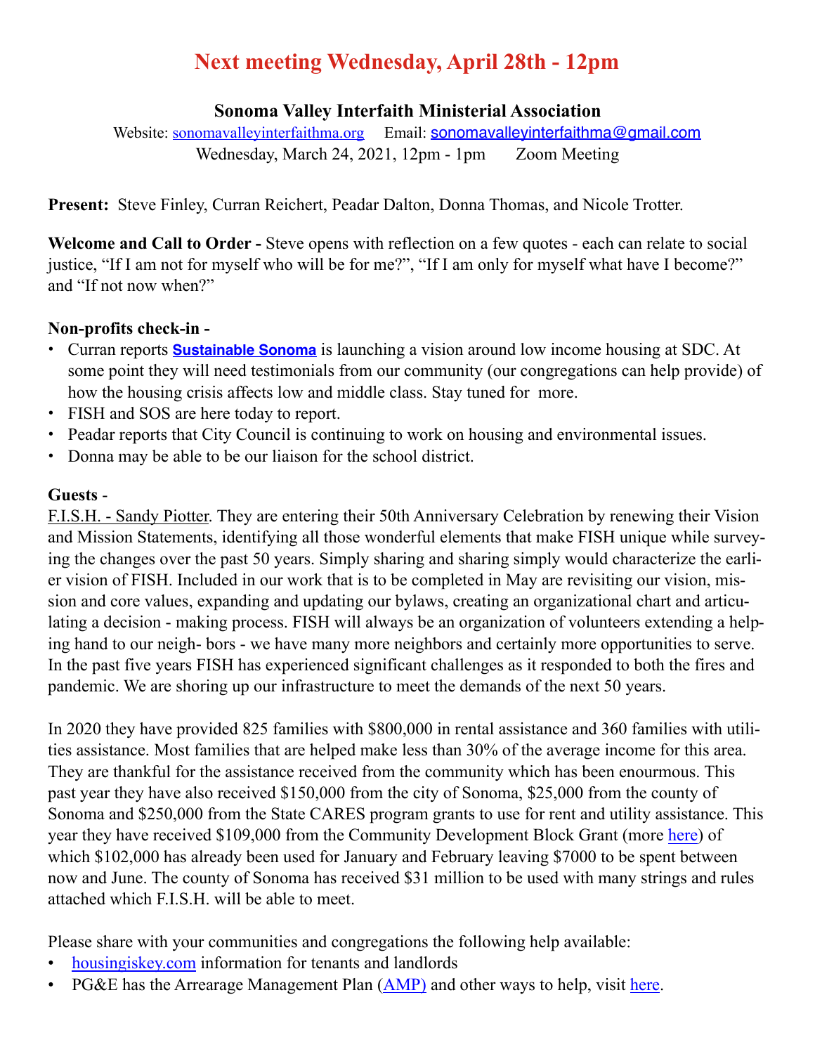# Next meeting Wednesday, April 28th - 12pm

### Sonoma Valley Interfaith Ministerial Association

Website: sonomavalleyinterfaithma.org    Email: sonomavalleyinterfaithma@gmail.com

Wednesday, March 24, 2021, 12pm - 1pm    Zoom Meeting

**Present:** Steve Finley, Curran Reichert, Peadar Dalton, Donna Thomas, and Nicole Trotter.

**Welcome and Call to Order -** Steve opens with reflection on a few quotes - each can relate to social justice, "If I am not for myself who will be for me?", "If I am only for myself what have I become?" and "If not now when?"

**Non-profits check-in -**

- Curran reports **Sustainable Sonoma** is launching a vision around low income housing at SDC. At some point they will need testimonials from our community (our congregations can help provide) of how the housing crisis affects low and middle class. Stay tuned for more.
- FISH and SOS are here today to report.
- Peadar reports that City Council is continuing to work on housing and environmental issues.
- Donna may be able to be our liaison for the school district.

**Guests -**

F.I.S.H. - Sandy Piotter. They are entering their 50th Anniversary Celebration by renewing their Vision and Mission Statements, identifying all those wonderful elements that make FISH unique while surveying the changes over the past 50 years. Simply sharing and sharing simply would characterize the earlier vision of FISH. Included in our work that is to be completed in May are revisiting our vision, mission and core values, expanding and updating our bylaws, creating an organizational chart and articulating a decision - making process. FISH will always be an organization of volunteers extending a helping hand to our neighbors - we have many more neighbors and certainly more opportunities to serve. In the past five years FISH has experienced significant challenges as it responded to both the fires and pandemic. We are shoring up our infrastructure to meet the demands of the next 50 years.

In 2020 they have provided 825 families with $800,000 in rental assistance and 360 families with utilities assistance. Most families that are helped make less than 30% of the average income for this area. They are thankful for the assistance received from the community which has been enourmous. This past year they have also received $150,000 from the city of Sonoma, $25,000 from the county of Sonoma and $250,000 from the State CARES program grants to use for rent and utility assistance. This year they have received $109,000 from the Community Development Block Grant (more here) of which $102,000 has already been used for January and February leaving $7000 to be spent between now and June. The county of Sonoma has received $31 million to be used with many strings and rules attached which F.I.S.H. will be able to meet.

Please share with your communities and congregations the following help available:

- housingiskey.com information for tenants and landlords
- PG&E has the Arrearage Management Plan (AMP) and other ways to help, visit here.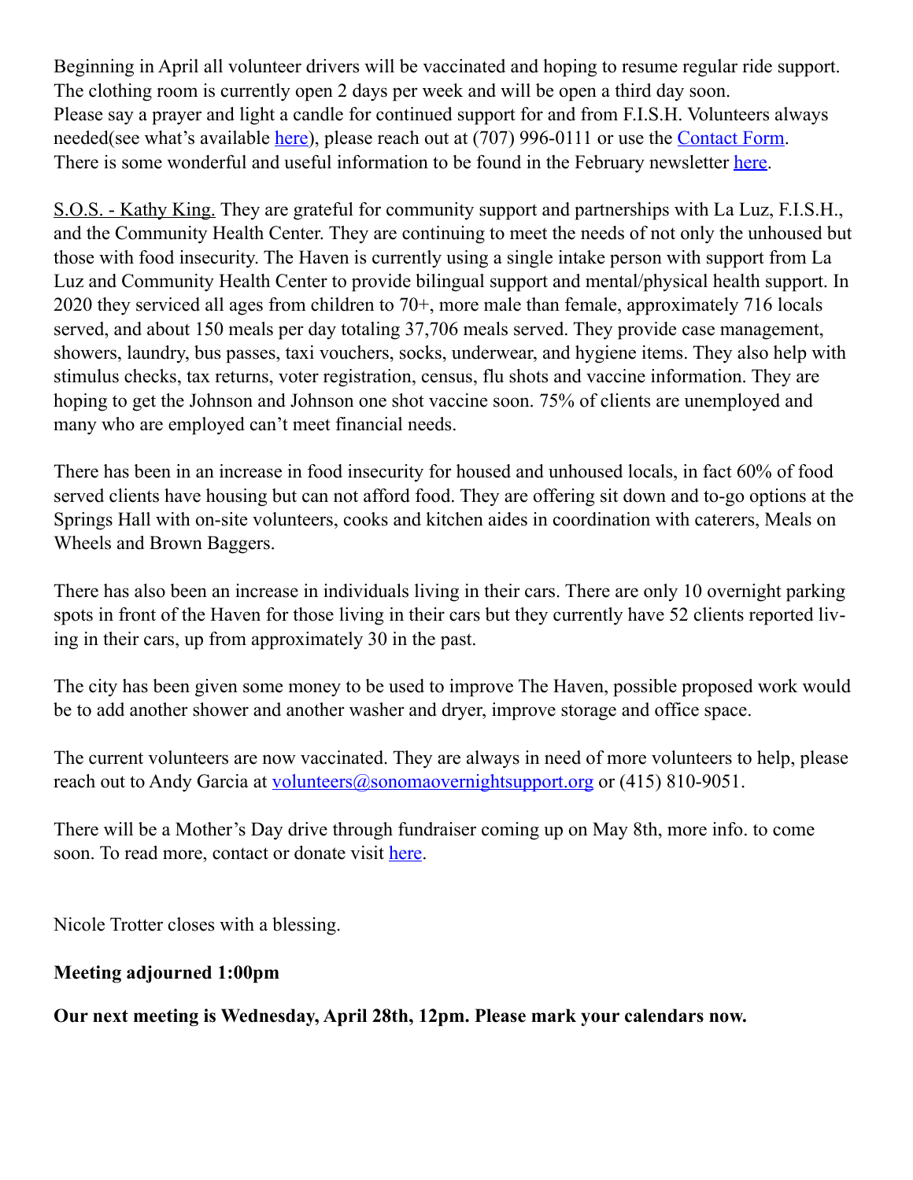Beginning in April all volunteer drivers will be vaccinated and hoping to resume regular ride support. The clothing room is currently open 2 days per week and will be open a third day soon. Please say a prayer and light a candle for continued support for and from F.I.S.H. Volunteers always needed(see what's available here), please reach out at (707) 996-0111 or use the Contact Form. There is some wonderful and useful information to be found in the February newsletter here.

S.O.S. - Kathy King. They are grateful for community support and partnerships with La Luz, F.I.S.H., and the Community Health Center. They are continuing to meet the needs of not only the unhoused but those with food insecurity. The Haven is currently using a single intake person with support from La Luz and Community Health Center to provide bilingual support and mental/physical health support. In 2020 they serviced all ages from children to 70+, more male than female, approximately 716 locals served, and about 150 meals per day totaling 37,706 meals served. They provide case management, showers, laundry, bus passes, taxi vouchers, socks, underwear, and hygiene items. They also help with stimulus checks, tax returns, voter registration, census, flu shots and vaccine information. They are hoping to get the Johnson and Johnson one shot vaccine soon. 75% of clients are unemployed and many who are employed can't meet financial needs.

There has been in an increase in food insecurity for housed and unhoused locals, in fact 60% of food served clients have housing but can not afford food. They are offering sit down and to-go options at the Springs Hall with on-site volunteers, cooks and kitchen aides in coordination with caterers, Meals on Wheels and Brown Baggers.

There has also been an increase in individuals living in their cars. There are only 10 overnight parking spots in front of the Haven for those living in their cars but they currently have 52 clients reported living in their cars, up from approximately 30 in the past.

The city has been given some money to be used to improve The Haven, possible proposed work would be to add another shower and another washer and dryer, improve storage and office space.

The current volunteers are now vaccinated. They are always in need of more volunteers to help, please reach out to Andy Garcia at volunteers@sonomaovernightsupport.org or (415) 810-9051.

There will be a Mother's Day drive through fundraiser coming up on May 8th, more info. to come soon. To read more, contact or donate visit here.

Nicole Trotter closes with a blessing.

**Meeting adjourned 1:00pm**

**Our next meeting is Wednesday, April 28th, 12pm. Please mark your calendars now.**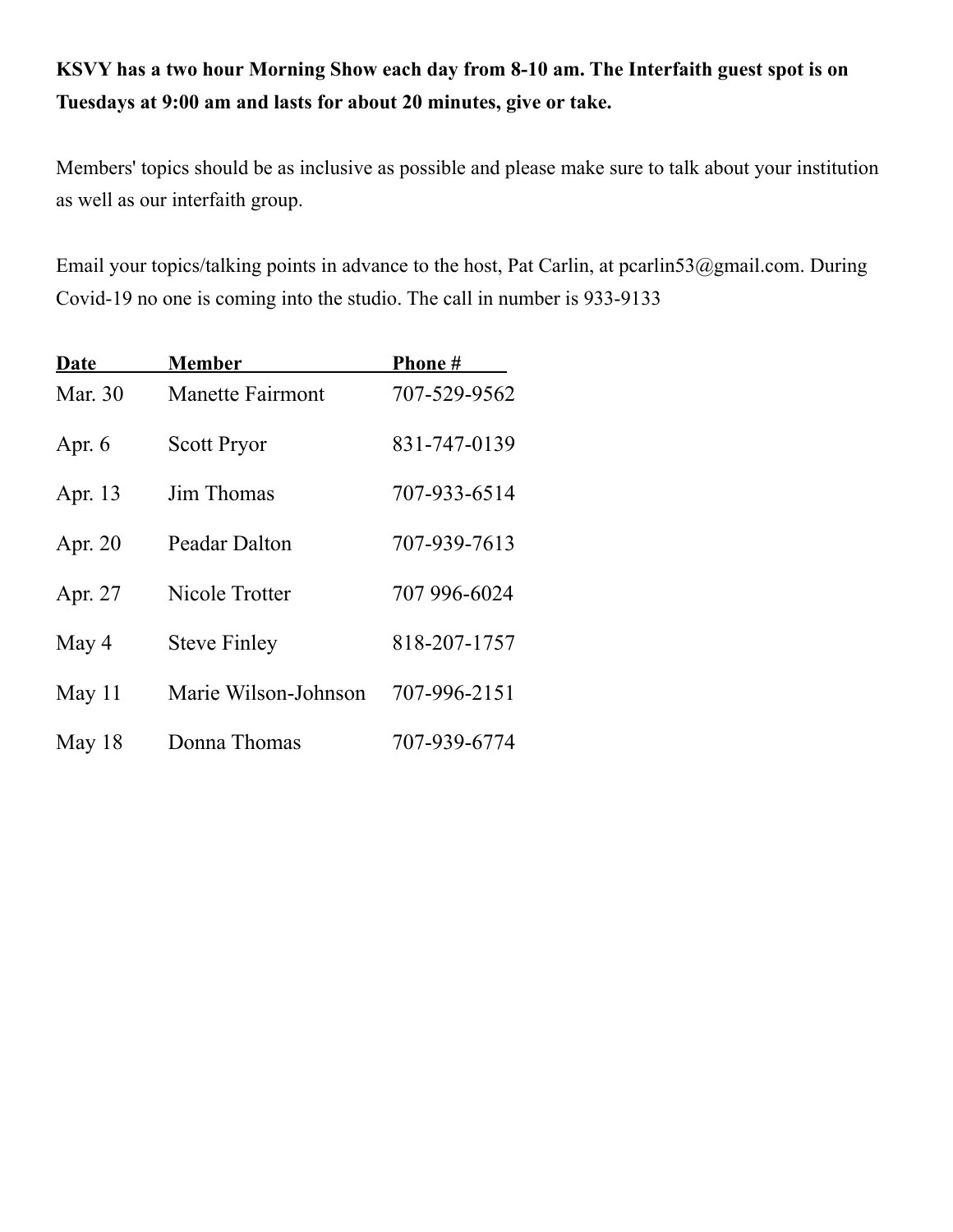**KSVY has a two hour Morning Show each day from 8-10 am. The Interfaith guest spot is on Tuesdays at 9:00 am and lasts for about 20 minutes, give or take.**

Members' topics should be as inclusive as possible and please make sure to talk about your institution as well as our interfaith group.

Email your topics/talking points in advance to the host, Pat Carlin, at pcarlin53@gmail.com. During Covid-19 no one is coming into the studio. The call in number is 933-9133

| Date | Member | Phone # |
|---|---|---|
| Mar. 30 | Manette Fairmont | 707-529-9562 |
| Apr. 6 | Scott Pryor | 831-747-0139 |
| Apr. 13 | Jim Thomas | 707-933-6514 |
| Apr. 20 | Peadar Dalton | 707-939-7613 |
| Apr. 27 | Nicole Trotter | 707 996-6024 |
| May 4 | Steve Finley | 818-207-1757 |
| May 11 | Marie Wilson-Johnson | 707-996-2151 |
| May 18 | Donna Thomas | 707-939-6774 |